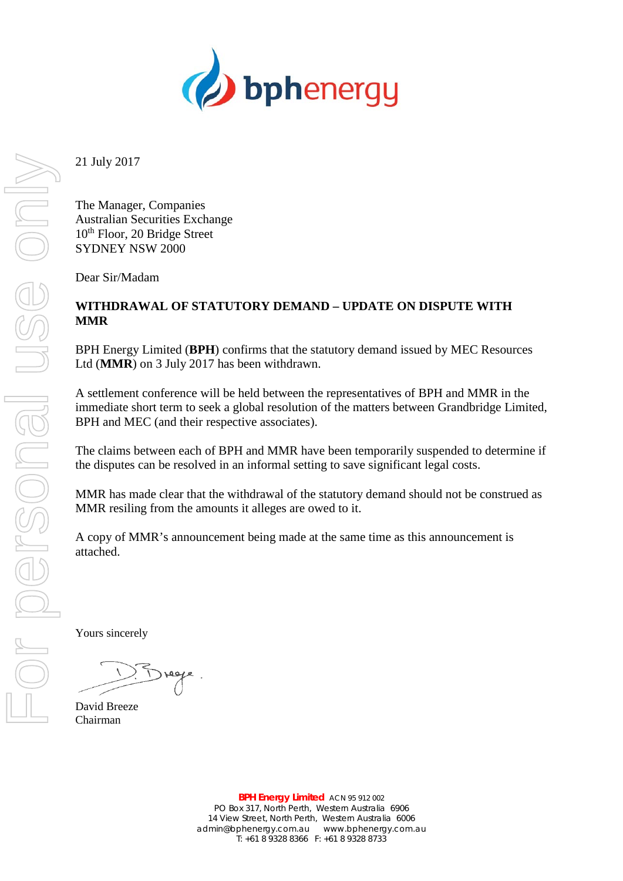bphenergy

21 July 2017

The Manager, Companies
Australian Securities Exchange
10th Floor, 20 Bridge Street
SYDNEY NSW 2000

Dear Sir/Madam

**WITHDRAWAL OF STATUTORY DEMAND – UPDATE ON DISPUTE WITH MMR**

BPH Energy Limited (**BPH**) confirms that the statutory demand issued by MEC Resources Ltd (**MMR**) on 3 July 2017 has been withdrawn.

A settlement conference will be held between the representatives of BPH and MMR in the immediate short term to seek a global resolution of the matters between Grandbridge Limited, BPH and MEC (and their respective associates).

The claims between each of BPH and MMR have been temporarily suspended to determine if the disputes can be resolved in an informal setting to save significant legal costs.

MMR has made clear that the withdrawal of the statutory demand should not be construed as MMR resiling from the amounts it alleges are owed to it.

A copy of MMR's announcement being made at the same time as this announcement is attached.

Yours sincerely

David Breeze
Chairman

**BPH Energy Limited** ACN 95 912 002
PO Box 317, North Perth, Western Australia 6906
14 View Street, North Perth, Western Australia 6006
admin@bphenergy.com.au www.bphenergy.com.au
T: +61 8 9328 8366 F: +61 8 9328 8733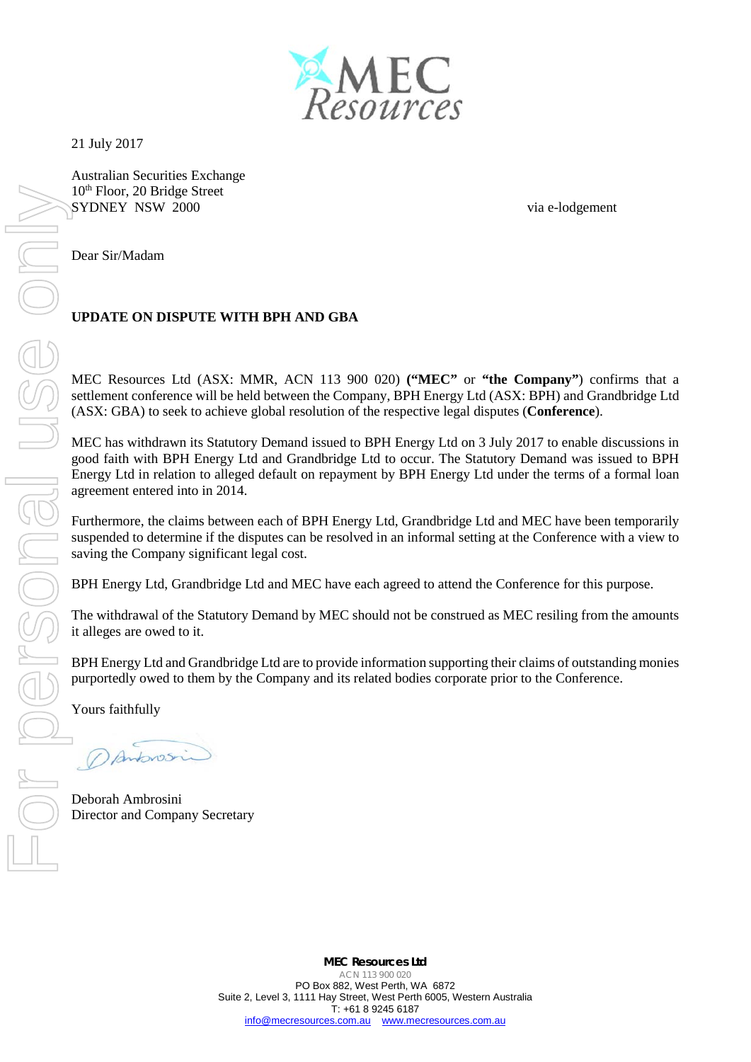21 July 2017

Australian Securities Exchange
10th Floor, 20 Bridge Street
SYDNEY NSW 2000

via e-lodgement

Dear Sir/Madam

**UPDATE ON DISPUTE WITH BPH AND GBA**

MEC Resources Ltd (ASX: MMR, ACN 113 900 020) **("MEC"** or **"the Company"**) confirms that a settlement conference will be held between the Company, BPH Energy Ltd (ASX: BPH) and Grandbridge Ltd (ASX: GBA) to seek to achieve global resolution of the respective legal disputes (**Conference**).

MEC has withdrawn its Statutory Demand issued to BPH Energy Ltd on 3 July 2017 to enable discussions in good faith with BPH Energy Ltd and Grandbridge Ltd to occur. The Statutory Demand was issued to BPH Energy Ltd in relation to alleged default on repayment by BPH Energy Ltd under the terms of a formal loan agreement entered into in 2014.

Furthermore, the claims between each of BPH Energy Ltd, Grandbridge Ltd and MEC have been temporarily suspended to determine if the disputes can be resolved in an informal setting at the Conference with a view to saving the Company significant legal cost.

BPH Energy Ltd, Grandbridge Ltd and MEC have each agreed to attend the Conference for this purpose.

The withdrawal of the Statutory Demand by MEC should not be construed as MEC resiling from the amounts it alleges are owed to it.

BPH Energy Ltd and Grandbridge Ltd are to provide information supporting their claims of outstanding monies purportedly owed to them by the Company and its related bodies corporate prior to the Conference.

Yours faithfully

Deborah Ambrosini
Director and Company Secretary

**MEC Resources Ltd**
ACN 113 900 020
PO Box 882, West Perth, WA 6872
Suite 2, Level 3, 1111 Hay Street, West Perth 6005, Western Australia
T: +61 8 9245 6187
info@mecresources.com.au www.mecresources.com.au